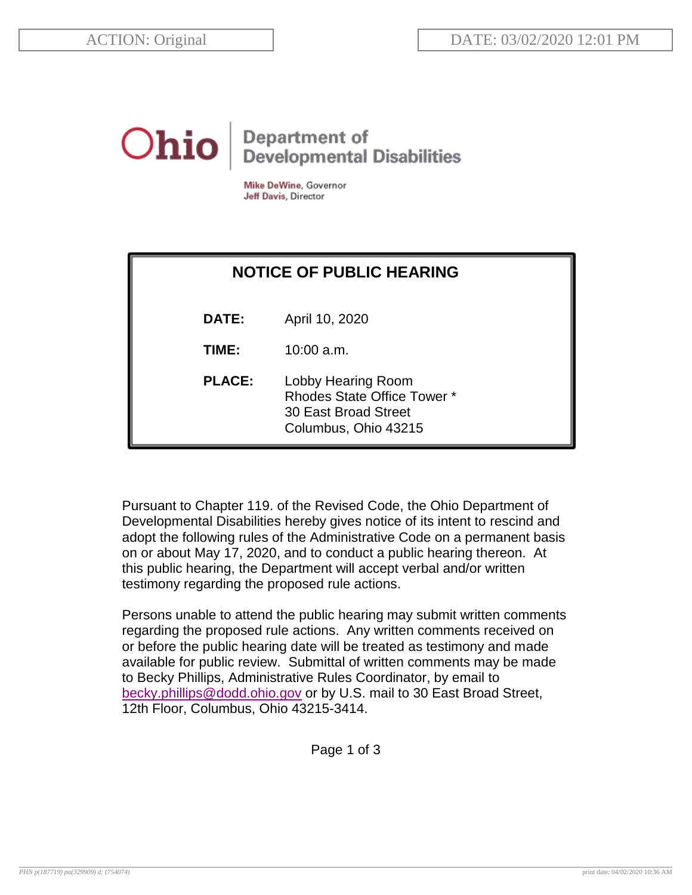ACTION: Original

DATE: 03/02/2020 12:01 PM

Ohio | Department of Developmental Disabilities

**Mike DeWine**, Governor
**Jeff Davis**, Director

## NOTICE OF PUBLIC HEARING

**DATE:** April 10, 2020

**TIME:** 10:00 a.m.

**PLACE:** Lobby Hearing Room
Rhodes State Office Tower *
30 East Broad Street
Columbus, Ohio 43215

Pursuant to Chapter 119. of the Revised Code, the Ohio Department of Developmental Disabilities hereby gives notice of its intent to rescind and adopt the following rules of the Administrative Code on a permanent basis on or about May 17, 2020, and to conduct a public hearing thereon. At this public hearing, the Department will accept verbal and/or written testimony regarding the proposed rule actions.

Persons unable to attend the public hearing may submit written comments regarding the proposed rule actions. Any written comments received on or before the public hearing date will be treated as testimony and made available for public review. Submittal of written comments may be made to Becky Phillips, Administrative Rules Coordinator, by email to becky.phillips@dodd.ohio.gov or by U.S. mail to 30 East Broad Street, 12th Floor, Columbus, Ohio 43215-3414.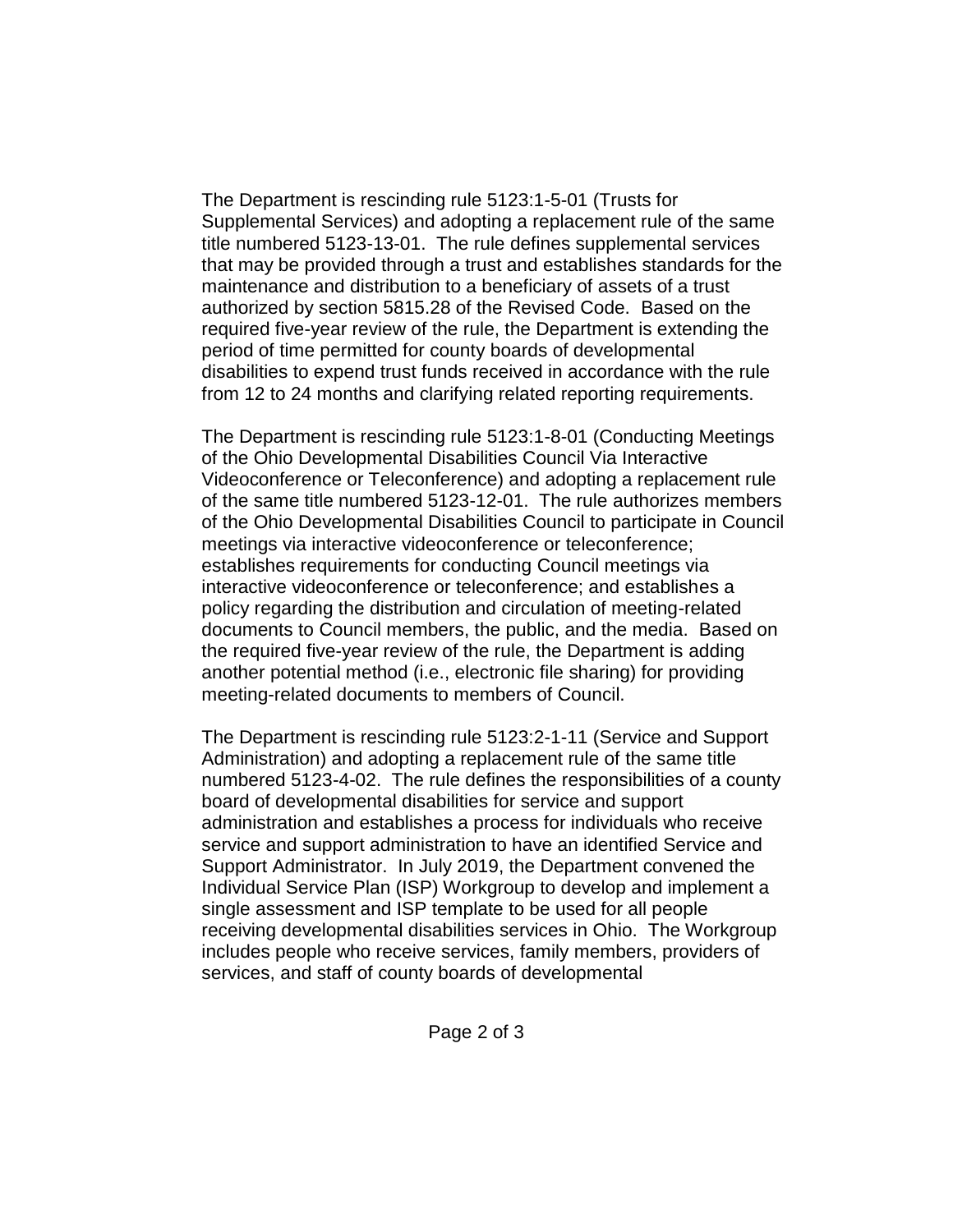The Department is rescinding rule 5123:1-5-01 (Trusts for Supplemental Services) and adopting a replacement rule of the same title numbered 5123-13-01. The rule defines supplemental services that may be provided through a trust and establishes standards for the maintenance and distribution to a beneficiary of assets of a trust authorized by section 5815.28 of the Revised Code. Based on the required five-year review of the rule, the Department is extending the period of time permitted for county boards of developmental disabilities to expend trust funds received in accordance with the rule from 12 to 24 months and clarifying related reporting requirements.

The Department is rescinding rule 5123:1-8-01 (Conducting Meetings of the Ohio Developmental Disabilities Council Via Interactive Videoconference or Teleconference) and adopting a replacement rule of the same title numbered 5123-12-01. The rule authorizes members of the Ohio Developmental Disabilities Council to participate in Council meetings via interactive videoconference or teleconference; establishes requirements for conducting Council meetings via interactive videoconference or teleconference; and establishes a policy regarding the distribution and circulation of meeting-related documents to Council members, the public, and the media. Based on the required five-year review of the rule, the Department is adding another potential method (i.e., electronic file sharing) for providing meeting-related documents to members of Council.

The Department is rescinding rule 5123:2-1-11 (Service and Support Administration) and adopting a replacement rule of the same title numbered 5123-4-02. The rule defines the responsibilities of a county board of developmental disabilities for service and support administration and establishes a process for individuals who receive service and support administration to have an identified Service and Support Administrator. In July 2019, the Department convened the Individual Service Plan (ISP) Workgroup to develop and implement a single assessment and ISP template to be used for all people receiving developmental disabilities services in Ohio. The Workgroup includes people who receive services, family members, providers of services, and staff of county boards of developmental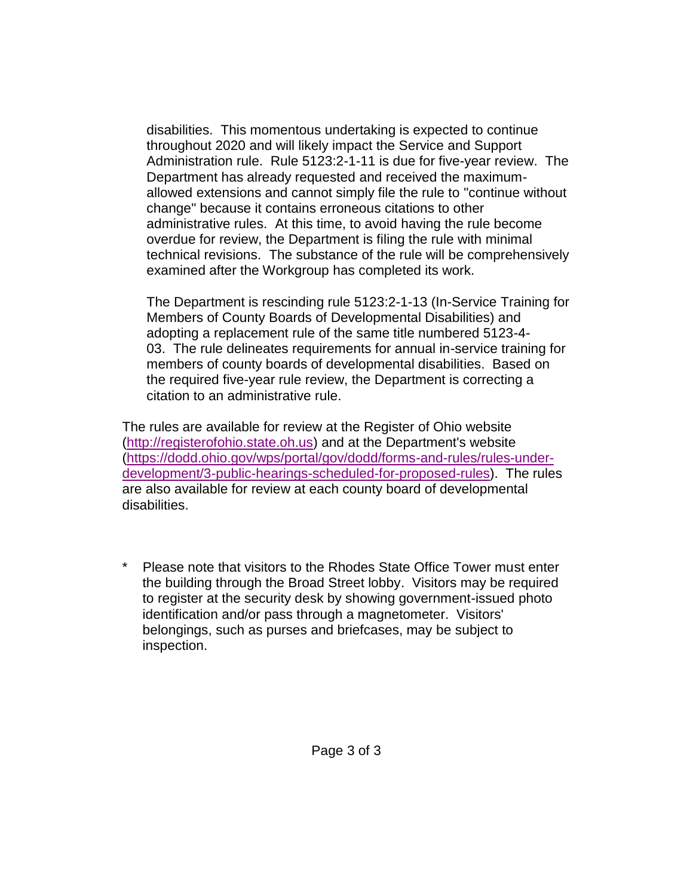disabilities. This momentous undertaking is expected to continue throughout 2020 and will likely impact the Service and Support Administration rule. Rule 5123:2-1-11 is due for five-year review. The Department has already requested and received the maximum-allowed extensions and cannot simply file the rule to "continue without change" because it contains erroneous citations to other administrative rules. At this time, to avoid having the rule become overdue for review, the Department is filing the rule with minimal technical revisions. The substance of the rule will be comprehensively examined after the Workgroup has completed its work.

The Department is rescinding rule 5123:2-1-13 (In-Service Training for Members of County Boards of Developmental Disabilities) and adopting a replacement rule of the same title numbered 5123-4-03. The rule delineates requirements for annual in-service training for members of county boards of developmental disabilities. Based on the required five-year rule review, the Department is correcting a citation to an administrative rule.

The rules are available for review at the Register of Ohio website (http://registerofohio.state.oh.us) and at the Department's website (https://dodd.ohio.gov/wps/portal/gov/dodd/forms-and-rules/rules-under-development/3-public-hearings-scheduled-for-proposed-rules). The rules are also available for review at each county board of developmental disabilities.

\* Please note that visitors to the Rhodes State Office Tower must enter the building through the Broad Street lobby. Visitors may be required to register at the security desk by showing government-issued photo identification and/or pass through a magnetometer. Visitors' belongings, such as purses and briefcases, may be subject to inspection.